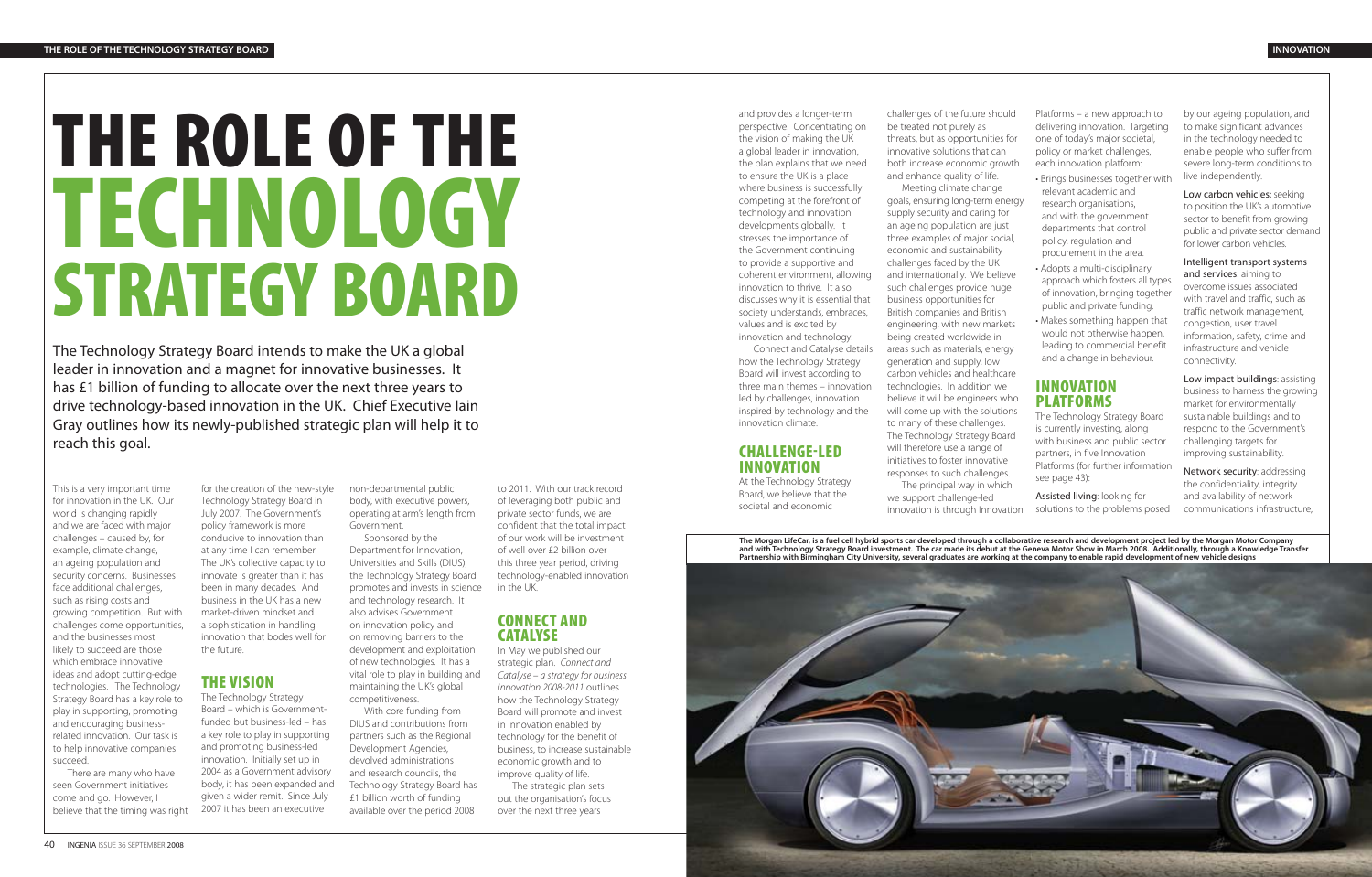# THE ROLE OF THE TECHNOLOGY STRATEGY BOARD

The Technology Strategy Board intends to make the UK a global leader in innovation and a magnet for innovative businesses. It has £1 billion of funding to allocate over the next three years to drive technology-based innovation in the UK. Chief Executive Iain Gray outlines how its newly-published strategic plan will help it to reach this goal.

This is a very important time for innovation in the UK. Our world is changing rapidly and we are faced with major challenges – caused by, for example, climate change, an ageing population and security concerns. Businesses face additional challenges, such as rising costs and growing competition. But with challenges come opportunities, and the businesses most likely to succeed are those which embrace innovative ideas and adopt cutting-edge technologies. The Technology Strategy Board has a key role to play in supporting, promoting and encouraging business-related innovation. Our task is to help innovative companies succeed.

There are many who have seen Government initiatives come and go. However, I believe that the timing was right for the creation of the new-style Technology Strategy Board in July 2007. The Government's policy framework is more conducive to innovation than at any time I can remember. The UK's collective capacity to innovate is greater than it has been in many decades. And business in the UK has a new market-driven mindset and a sophistication in handling innovation that bodes well for the future.

## THE VISION

The Technology Strategy Board – which is Government-funded but business-led – has a key role to play in supporting and promoting business-led innovation. Initially set up in 2004 as a Government advisory body, it has been expanded and given a wider remit. Since July 2007 it has been an executive non-departmental public body, with executive powers, operating at arm's length from Government.

Sponsored by the Department for Innovation, Universities and Skills (DIUS), the Technology Strategy Board promotes and invests in science and technology research. It also advises Government on innovation policy and on removing barriers to the development and exploitation of new technologies. It has a vital role to play in building and maintaining the UK's global competitiveness.

With core funding from DIUS and contributions from partners such as the Regional Development Agencies, devolved administrations and research councils, the Technology Strategy Board has £1 billion worth of funding available over the period 2008 to 2011. With our track record of leveraging both public and private sector funds, we are confident that the total impact of our work will be investment of well over £2 billion over this three year period, driving technology-enabled innovation in the UK.

## CONNECT AND CATALYSE

In May we published our strategic plan. *Connect and Catalyse – a strategy for business innovation 2008-2011* outlines how the Technology Strategy Board will promote and invest in innovation enabled by technology for the benefit of business, to increase sustainable economic growth and to improve quality of life.

The strategic plan sets out the organisation's focus over the next three years and provides a longer-term perspective. Concentrating on the vision of making the UK a global leader in innovation, the plan explains that we need to ensure the UK is a place where business is successfully competing at the forefront of technology and innovation developments globally. It stresses the importance of the Government continuing to provide a supportive and coherent environment, allowing innovation to thrive. It also discusses why it is essential that society understands, embraces, values and is excited by innovation and technology.

Connect and Catalyse details how the Technology Strategy Board will invest according to three main themes – innovation led by challenges, innovation inspired by technology and the innovation climate.

## CHALLENGE-LED INNOVATION

At the Technology Strategy Board, we believe that the societal and economic challenges of the future should be treated not purely as threats, but as opportunities for innovative solutions that can both increase economic growth and enhance quality of life.

Meeting climate change goals, ensuring long-term energy supply security and caring for an ageing population are just three examples of major social, economic and sustainability challenges faced by the UK and internationally. We believe such challenges provide huge business opportunities for British companies and British engineering, with new markets being created worldwide in areas such as materials, energy generation and supply, low carbon vehicles and healthcare technologies. In addition we believe it will be engineers who will come up with the solutions to many of these challenges. The Technology Strategy Board will therefore use a range of initiatives to foster innovative responses to such challenges.

The principal way in which we support challenge-led innovation is through Innovation Platforms – a new approach to delivering innovation. Targeting one of today's major societal, policy or market challenges, each innovation platform:

- Brings businesses together with relevant academic and research organisations, and with the government departments that control policy, regulation and procurement in the area.
- Adopts a multi-disciplinary approach which fosters all types of innovation, bringing together public and private funding.
- Makes something happen that would not otherwise happen, leading to commercial benefit and a change in behaviour.

## INNOVATION PLATFORMS

The Technology Strategy Board is currently investing, along with business and public sector partners, in five Innovation Platforms (for further information see page 43):

**Assisted living**: looking for solutions to the problems posed by our ageing population, and to make significant advances in the technology needed to enable people who suffer from severe long-term conditions to live independently.

**Low carbon vehicles**: seeking to position the UK's automotive sector to benefit from growing public and private sector demand for lower carbon vehicles.

**Intelligent transport systems and services**: aiming to overcome issues associated with travel and traffic, such as traffic network management, congestion, user travel information, safety, crime and infrastructure and vehicle connectivity.

**Low impact buildings**: assisting business to harness the growing market for environmentally sustainable buildings and to respond to the Government's challenging targets for improving sustainability.

**Network security**: addressing the confidentiality, integrity and availability of network communications infrastructure,

**The Morgan LifeCar, is a fuel cell hybrid sports car developed through a collaborative research and development project led by the Morgan Motor Company and with Technology Strategy Board investment. The car made its debut at the Geneva Motor Show in March 2008. Additionally, through a Knowledge Transfer Partnership with Birmingham City University, several graduates are working at the company to enable rapid development of new vehicle designs**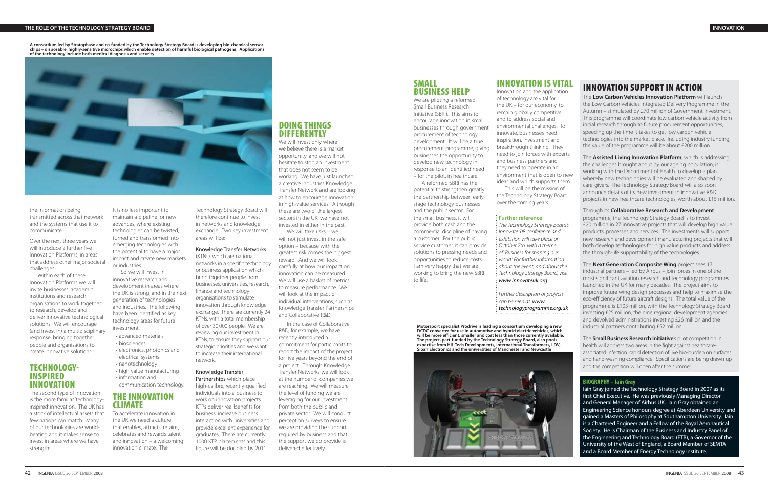A consortium led by Stratophase and co-funded by the Technology Strategy Board is developing bio-chemical sensor chips – disposable, highly-sensitive microchips which enable detection of harmful biological pathogens. Applications of the technology include both medical diagnosis and security

the information being transmitted across that network and the systems that use it to communicate.

Over the next three years we will introduce a further five Innovation Platforms, in areas that address other major societal challenges.

Within each of these Innovation Platforms we will invite businesses, academic institutions and research organisations to work together to research, develop and deliver innovative technological solutions. We will encourage (and invest in) a multidisciplinary response, bringing together people and organisations to create innovative solutions.

## TECHNOLOGY-INSPIRED INNOVATION

The second type of innovation is the more familiar 'technology-inspired' innovation. The UK has a stock of intellectual assets that few nations can match. Many of our technologies are world-beating and it makes sense to invest in areas where we have strengths.

It is no less important to maintain a pipeline for new advances, where existing technologies can be twisted, turned and transformed into emerging technologies with the potential to have a major impact and create new markets or industries.

So we will invest in innovative research and development in areas where the UK is strong, and in the next generation of technologies and industries. The following have been identified as key technology areas for future investment:

- advanced materials
- biosciences
- electronics, photonics and electrical systems
- nanotechnology
- high value manufacturing
- information and communication technology.

## THE INNOVATION CLIMATE

To accelerate innovation in the UK we need a culture that enables, attracts, retains, celebrates and rewards talent and innovation – a welcoming innovation climate. The Technology Strategy Board will therefore continue to invest in networks and knowledge exchange. Two key investment areas will be:

Knowledge Transfer Networks (KTNs), which are national networks in a specific technology or business application which bring together people from businesses, universities, research, finance and technology organisations to stimulate innovation through knowledge exchange. There are currently 24 KTNs, with a total membership of over 30,000 people. We are reviewing our investment in KTNs, to ensure they support our strategic priorities and we want to increase their international network.

Knowledge Transfer Partnerships which place high-calibre, recently-qualified individuals into a business to work on innovation projects. KTPs deliver real benefits for business, increase business interaction with universities and provide excellent experience for graduates. There are currently 1000 KTP placements and this figure will be doubled by 2011.

## DOING THINGS DIFFERENTLY

We will invest only where we believe there is a market opportunity, and we will not hesitate to stop an investment that does not seem to be working. We have just launched a creative industries Knowledge Transfer Network and are looking at how to encourage innovation in high-value services. Although these are two of the largest sectors in the UK, we have not invested in either in the past.

We will take risks – we will not just invest in the safe option – because with the greatest risk comes the biggest reward. And we will look carefully at how our impact on innovation can be measured. We will use a basket of metrics to measure performance. We will look at the impact of individual interventions, such as Knowledge Transfer Partnerships and Collaborative R&D.

In the case of Collaborative R&D, for example, we have recently introduced a commitment for participants to report the impact of the project for five years beyond the end of a project. Through Knowledge Transfer Networks we will look at the number of companies we are reaching. We will measure the level of funding we are leveraging for our investment from both the public and private sector. We will conduct perception surveys to ensure we are providing the support required by business and that the support we do provide is delivered effectively.

## SMALL BUSINESS HELP

We are piloting a reformed Small Business Research Initiative (SBRI). This aims to encourage innovation in small businesses through government procurement of technology development. It will be a true procurement programme, giving businesses the opportunity to develop new technology in response to an identified need – for the pilot, in healthcare.

A reformed SBRI has the potential to strengthen greatly the partnership between early-stage technology businesses and the public sector. For the small business, it will provide both cash and the commercial discipline of having a customer. For the public service customer, it can provide solutions to pressing needs and opportunities to reduce costs. I am very happy that we are working to bring the new SBRI to life.

## INNOVATION IS VITAL

Innovation and the application of technology are vital for the UK – for our economy, to remain globally competitive and to address social and environmental challenges. To innovate, businesses need inspiration, investment and breakthrough thinking. They need to join forces with experts and business partners and they need to operate in an environment that is open to new ideas and which supports them.

This will be the mission of the Technology Strategy Board over the coming years.

**Further reference**

*The Technology Strategy Board's Innovate '08 conference and exhibition will take place on October 7th, with a theme of 'Business for shaping our world.' For further information about the event, and about the Technology Strategy Board, visit www.innovateuk.org*

*Further description of projects can be seen at: www.technologyprogramme.org.uk*

Motorsport specialist Prodrive is leading a consortium developing a new DCDC converter for use in automotive and hybrid electric vehicles, which will be more efficient, smaller and cost less than those currently available. The project, part-funded by the Technology Strategy Board, also pools expertise from HIL Tech Developments, International Transformers, LDV, Sloan Electronics and the universities of Manchester and Newcastle

## INNOVATION SUPPORT IN ACTION

The **Low Carbon Vehicles Innovation Platform** will launch the Low Carbon Vehicles Integrated Delivery Programme in the Autumn – stimulated by £70 million of Government investment. This programme will coordinate low carbon vehicle activity from initial research through to future procurement opportunities, speeding up the time it takes to get low carbon vehicle technologies into the market place. Including industry funding, the value of the programme will be about £200 million.

The **Assisted Living Innovation Platform**, which is addressing the challenges brought about by our ageing population, is working with the Department of Health to develop a plan whereby new technologies will be evaluated and shaped by care-givers. The Technology Strategy Board will also soon announce details of its new investment in innovative R&D projects in new healthcare technologies, worth about £15 million.

Through its **Collaborative Research and Development** programme, the Technology Strategy Board is to invest £20 million in 27 innovative projects that will develop high value products, processes and services. The investments will support new research and development manufacturing projects that will both develop technologies for high value products and address the through-life supportability of the technologies.

The **Next Generation Composite Wing** project sees 17 industrial partners – led by Airbus – join forces in one of the most significant aviation research and technology programmes launched in the UK for many decades. The project aims to improve future wing design processes and help to maximise the eco-efficiency of future aircraft designs. The total value of the programme is £103 million, with the Technology Strategy Board investing £25 million, the nine regional development agencies and devolved administrations investing £26 million and the industrial partners contributing £52 million.

The **Small Business Research Initiative**'s pilot competition in health will address two areas in the fight against healthcare-associated infection: rapid detection of live bio-burden on surfaces and hand-washing compliance. Specifications are being drawn up and the competition will open after the summer.

### BIOGRAPHY – Iain Gray

Iain Gray joined the Technology Strategy Board in 2007 as its first Chief Executive. He was previously Managing Director and General Manager of Airbus UK. Iain Gray obtained an Engineering Science honours degree at Aberdeen University and gained a Masters of Philosophy at Southampton University. Iain is a Chartered Engineer and a Fellow of the Royal Aeronautical Society. He is Chairman of the Business and Industry Panel of the Engineering and Technology Board (ETB), a Governor of the University of the West of England, a Board Member of SEMTA and a Board Member of Energy Technology Institute.